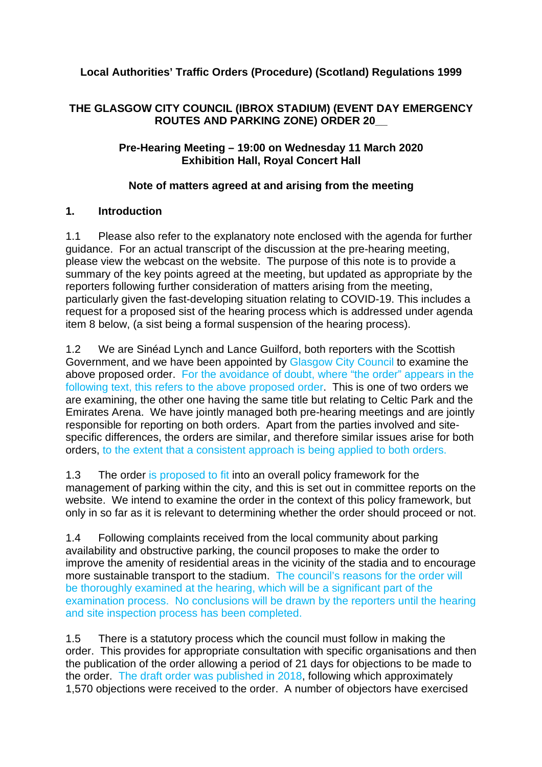**Local Authorities' Traffic Orders (Procedure) (Scotland) Regulations 1999**

**THE GLASGOW CITY COUNCIL (IBROX STADIUM) (EVENT DAY EMERGENCY ROUTES AND PARKING ZONE) ORDER 20__**

**Pre-Hearing Meeting – 19:00 on Wednesday 11 March 2020**
**Exhibition Hall, Royal Concert Hall**

**Note of matters agreed at and arising from the meeting**

## 1. Introduction

1.1 Please also refer to the explanatory note enclosed with the agenda for further guidance. For an actual transcript of the discussion at the pre-hearing meeting, please view the webcast on the website. The purpose of this note is to provide a summary of the key points agreed at the meeting, but updated as appropriate by the reporters following further consideration of matters arising from the meeting, particularly given the fast-developing situation relating to COVID-19. This includes a request for a proposed sist of the hearing process which is addressed under agenda item 8 below, (a sist being a formal suspension of the hearing process).

1.2 We are Sinéad Lynch and Lance Guilford, both reporters with the Scottish Government, and we have been appointed by Glasgow City Council to examine the above proposed order. For the avoidance of doubt, where "the order" appears in the following text, this refers to the above proposed order. This is one of two orders we are examining, the other one having the same title but relating to Celtic Park and the Emirates Arena. We have jointly managed both pre-hearing meetings and are jointly responsible for reporting on both orders. Apart from the parties involved and site-specific differences, the orders are similar, and therefore similar issues arise for both orders, to the extent that a consistent approach is being applied to both orders.

1.3 The order is proposed to fit into an overall policy framework for the management of parking within the city, and this is set out in committee reports on the website. We intend to examine the order in the context of this policy framework, but only in so far as it is relevant to determining whether the order should proceed or not.

1.4 Following complaints received from the local community about parking availability and obstructive parking, the council proposes to make the order to improve the amenity of residential areas in the vicinity of the stadia and to encourage more sustainable transport to the stadium. The council's reasons for the order will be thoroughly examined at the hearing, which will be a significant part of the examination process. No conclusions will be drawn by the reporters until the hearing and site inspection process has been completed.

1.5 There is a statutory process which the council must follow in making the order. This provides for appropriate consultation with specific organisations and then the publication of the order allowing a period of 21 days for objections to be made to the order. The draft order was published in 2018, following which approximately 1,570 objections were received to the order. A number of objectors have exercised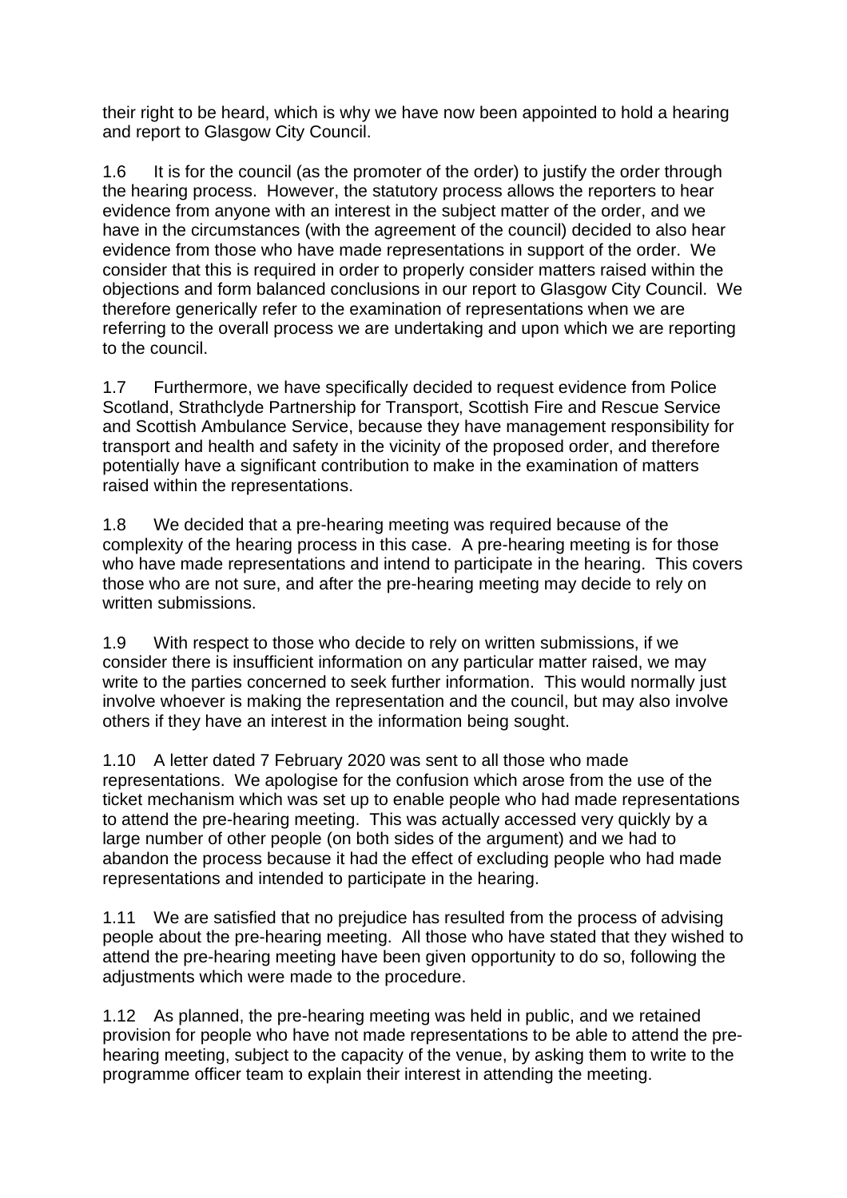their right to be heard, which is why we have now been appointed to hold a hearing and report to Glasgow City Council.

1.6 It is for the council (as the promoter of the order) to justify the order through the hearing process. However, the statutory process allows the reporters to hear evidence from anyone with an interest in the subject matter of the order, and we have in the circumstances (with the agreement of the council) decided to also hear evidence from those who have made representations in support of the order. We consider that this is required in order to properly consider matters raised within the objections and form balanced conclusions in our report to Glasgow City Council. We therefore generically refer to the examination of representations when we are referring to the overall process we are undertaking and upon which we are reporting to the council.

1.7 Furthermore, we have specifically decided to request evidence from Police Scotland, Strathclyde Partnership for Transport, Scottish Fire and Rescue Service and Scottish Ambulance Service, because they have management responsibility for transport and health and safety in the vicinity of the proposed order, and therefore potentially have a significant contribution to make in the examination of matters raised within the representations.

1.8 We decided that a pre-hearing meeting was required because of the complexity of the hearing process in this case. A pre-hearing meeting is for those who have made representations and intend to participate in the hearing. This covers those who are not sure, and after the pre-hearing meeting may decide to rely on written submissions.

1.9 With respect to those who decide to rely on written submissions, if we consider there is insufficient information on any particular matter raised, we may write to the parties concerned to seek further information. This would normally just involve whoever is making the representation and the council, but may also involve others if they have an interest in the information being sought.

1.10 A letter dated 7 February 2020 was sent to all those who made representations. We apologise for the confusion which arose from the use of the ticket mechanism which was set up to enable people who had made representations to attend the pre-hearing meeting. This was actually accessed very quickly by a large number of other people (on both sides of the argument) and we had to abandon the process because it had the effect of excluding people who had made representations and intended to participate in the hearing.

1.11 We are satisfied that no prejudice has resulted from the process of advising people about the pre-hearing meeting. All those who have stated that they wished to attend the pre-hearing meeting have been given opportunity to do so, following the adjustments which were made to the procedure.

1.12 As planned, the pre-hearing meeting was held in public, and we retained provision for people who have not made representations to be able to attend the pre-hearing meeting, subject to the capacity of the venue, by asking them to write to the programme officer team to explain their interest in attending the meeting.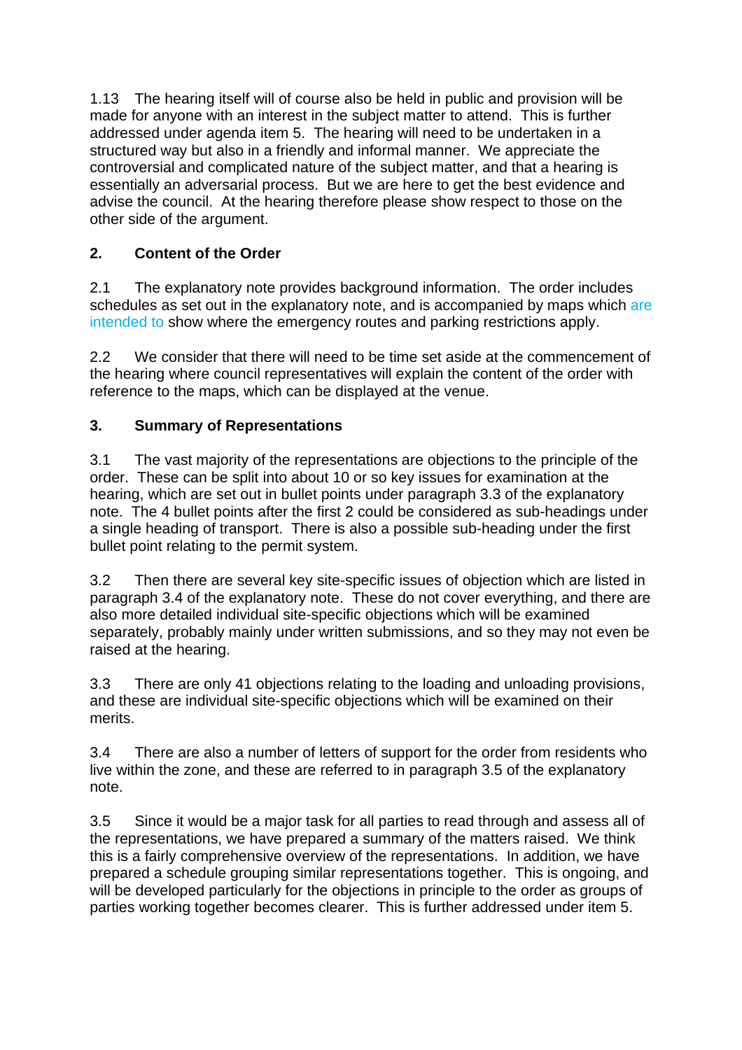1.13 The hearing itself will of course also be held in public and provision will be made for anyone with an interest in the subject matter to attend. This is further addressed under agenda item 5. The hearing will need to be undertaken in a structured way but also in a friendly and informal manner. We appreciate the controversial and complicated nature of the subject matter, and that a hearing is essentially an adversarial process. But we are here to get the best evidence and advise the council. At the hearing therefore please show respect to those on the other side of the argument.

## 2. Content of the Order

2.1 The explanatory note provides background information. The order includes schedules as set out in the explanatory note, and is accompanied by maps which are intended to show where the emergency routes and parking restrictions apply.

2.2 We consider that there will need to be time set aside at the commencement of the hearing where council representatives will explain the content of the order with reference to the maps, which can be displayed at the venue.

## 3. Summary of Representations

3.1 The vast majority of the representations are objections to the principle of the order. These can be split into about 10 or so key issues for examination at the hearing, which are set out in bullet points under paragraph 3.3 of the explanatory note. The 4 bullet points after the first 2 could be considered as sub-headings under a single heading of transport. There is also a possible sub-heading under the first bullet point relating to the permit system.

3.2 Then there are several key site-specific issues of objection which are listed in paragraph 3.4 of the explanatory note. These do not cover everything, and there are also more detailed individual site-specific objections which will be examined separately, probably mainly under written submissions, and so they may not even be raised at the hearing.

3.3 There are only 41 objections relating to the loading and unloading provisions, and these are individual site-specific objections which will be examined on their merits.

3.4 There are also a number of letters of support for the order from residents who live within the zone, and these are referred to in paragraph 3.5 of the explanatory note.

3.5 Since it would be a major task for all parties to read through and assess all of the representations, we have prepared a summary of the matters raised. We think this is a fairly comprehensive overview of the representations. In addition, we have prepared a schedule grouping similar representations together. This is ongoing, and will be developed particularly for the objections in principle to the order as groups of parties working together becomes clearer. This is further addressed under item 5.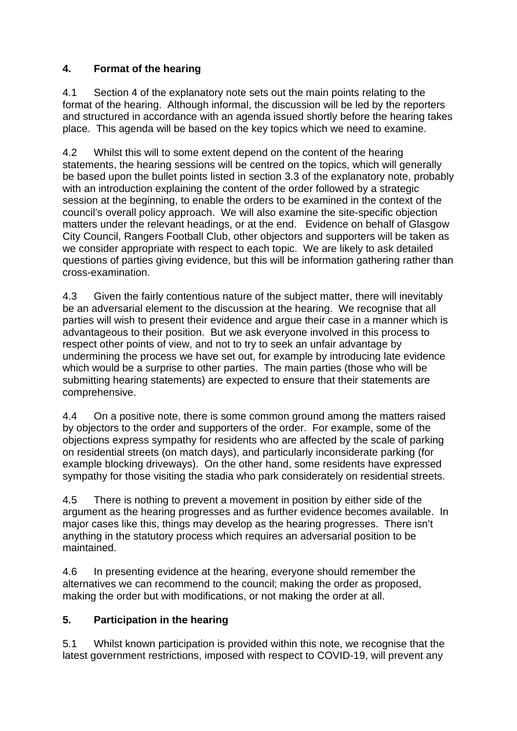## 4. Format of the hearing

4.1 Section 4 of the explanatory note sets out the main points relating to the format of the hearing. Although informal, the discussion will be led by the reporters and structured in accordance with an agenda issued shortly before the hearing takes place. This agenda will be based on the key topics which we need to examine.

4.2 Whilst this will to some extent depend on the content of the hearing statements, the hearing sessions will be centred on the topics, which will generally be based upon the bullet points listed in section 3.3 of the explanatory note, probably with an introduction explaining the content of the order followed by a strategic session at the beginning, to enable the orders to be examined in the context of the council's overall policy approach. We will also examine the site-specific objection matters under the relevant headings, or at the end. Evidence on behalf of Glasgow City Council, Rangers Football Club, other objectors and supporters will be taken as we consider appropriate with respect to each topic. We are likely to ask detailed questions of parties giving evidence, but this will be information gathering rather than cross-examination.

4.3 Given the fairly contentious nature of the subject matter, there will inevitably be an adversarial element to the discussion at the hearing. We recognise that all parties will wish to present their evidence and argue their case in a manner which is advantageous to their position. But we ask everyone involved in this process to respect other points of view, and not to try to seek an unfair advantage by undermining the process we have set out, for example by introducing late evidence which would be a surprise to other parties. The main parties (those who will be submitting hearing statements) are expected to ensure that their statements are comprehensive.

4.4 On a positive note, there is some common ground among the matters raised by objectors to the order and supporters of the order. For example, some of the objections express sympathy for residents who are affected by the scale of parking on residential streets (on match days), and particularly inconsiderate parking (for example blocking driveways). On the other hand, some residents have expressed sympathy for those visiting the stadia who park considerately on residential streets.

4.5 There is nothing to prevent a movement in position by either side of the argument as the hearing progresses and as further evidence becomes available. In major cases like this, things may develop as the hearing progresses. There isn't anything in the statutory process which requires an adversarial position to be maintained.

4.6 In presenting evidence at the hearing, everyone should remember the alternatives we can recommend to the council; making the order as proposed, making the order but with modifications, or not making the order at all.

## 5. Participation in the hearing

5.1 Whilst known participation is provided within this note, we recognise that the latest government restrictions, imposed with respect to COVID-19, will prevent any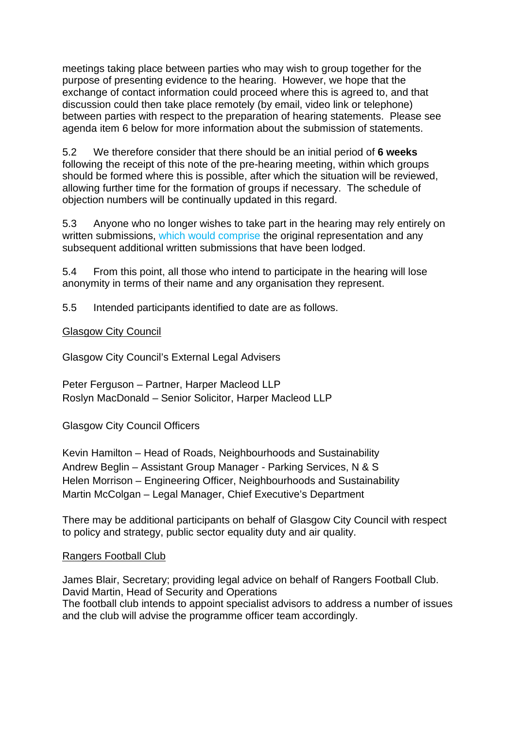meetings taking place between parties who may wish to group together for the purpose of presenting evidence to the hearing. However, we hope that the exchange of contact information could proceed where this is agreed to, and that discussion could then take place remotely (by email, video link or telephone) between parties with respect to the preparation of hearing statements. Please see agenda item 6 below for more information about the submission of statements.

5.2 We therefore consider that there should be an initial period of **6 weeks** following the receipt of this note of the pre-hearing meeting, within which groups should be formed where this is possible, after which the situation will be reviewed, allowing further time for the formation of groups if necessary. The schedule of objection numbers will be continually updated in this regard.

5.3 Anyone who no longer wishes to take part in the hearing may rely entirely on written submissions, which would comprise the original representation and any subsequent additional written submissions that have been lodged.

5.4 From this point, all those who intend to participate in the hearing will lose anonymity in terms of their name and any organisation they represent.

5.5 Intended participants identified to date are as follows.

<u>Glasgow City Council</u>

Glasgow City Council's External Legal Advisers

Peter Ferguson – Partner, Harper Macleod LLP
Roslyn MacDonald – Senior Solicitor, Harper Macleod LLP

Glasgow City Council Officers

Kevin Hamilton – Head of Roads, Neighbourhoods and Sustainability
Andrew Beglin – Assistant Group Manager - Parking Services, N & S
Helen Morrison – Engineering Officer, Neighbourhoods and Sustainability
Martin McColgan – Legal Manager, Chief Executive's Department

There may be additional participants on behalf of Glasgow City Council with respect to policy and strategy, public sector equality duty and air quality.

<u>Rangers Football Club</u>

James Blair, Secretary; providing legal advice on behalf of Rangers Football Club.
David Martin, Head of Security and Operations
The football club intends to appoint specialist advisors to address a number of issues and the club will advise the programme officer team accordingly.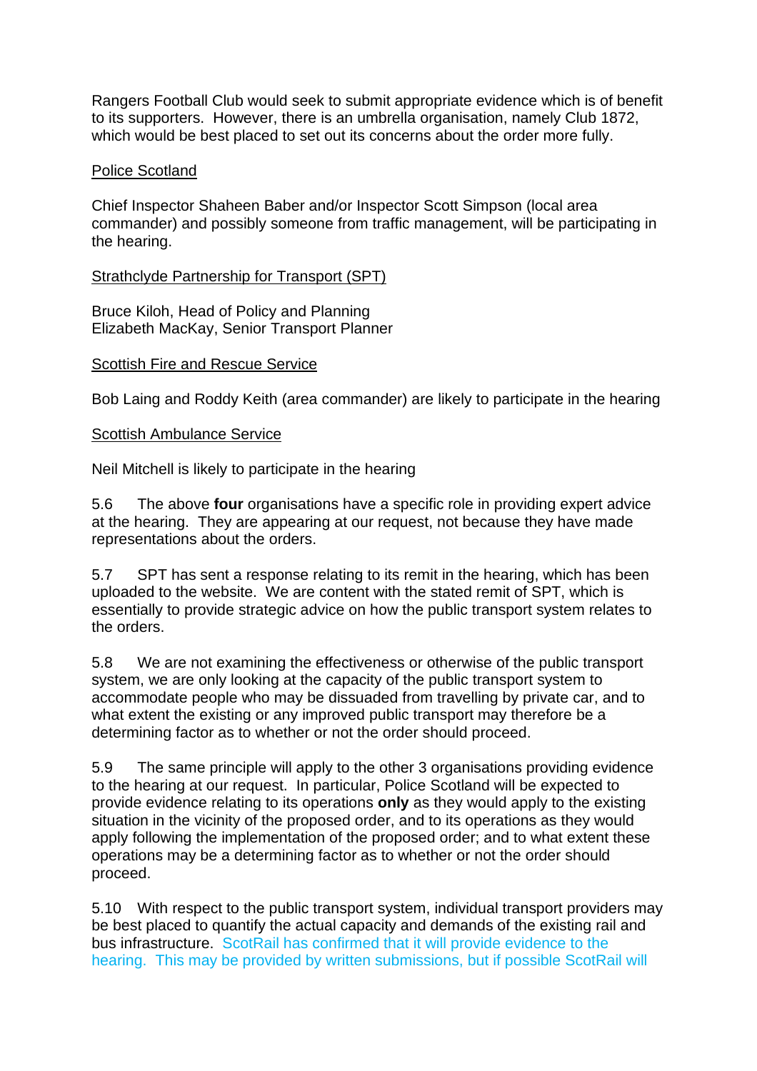Rangers Football Club would seek to submit appropriate evidence which is of benefit to its supporters. However, there is an umbrella organisation, namely Club 1872, which would be best placed to set out its concerns about the order more fully.

<u>Police Scotland</u>

Chief Inspector Shaheen Baber and/or Inspector Scott Simpson (local area commander) and possibly someone from traffic management, will be participating in the hearing.

<u>Strathclyde Partnership for Transport (SPT)</u>

Bruce Kiloh, Head of Policy and Planning
Elizabeth MacKay, Senior Transport Planner

<u>Scottish Fire and Rescue Service</u>

Bob Laing and Roddy Keith (area commander) are likely to participate in the hearing

<u>Scottish Ambulance Service</u>

Neil Mitchell is likely to participate in the hearing

5.6 The above **four** organisations have a specific role in providing expert advice at the hearing. They are appearing at our request, not because they have made representations about the orders.

5.7 SPT has sent a response relating to its remit in the hearing, which has been uploaded to the website. We are content with the stated remit of SPT, which is essentially to provide strategic advice on how the public transport system relates to the orders.

5.8 We are not examining the effectiveness or otherwise of the public transport system, we are only looking at the capacity of the public transport system to accommodate people who may be dissuaded from travelling by private car, and to what extent the existing or any improved public transport may therefore be a determining factor as to whether or not the order should proceed.

5.9 The same principle will apply to the other 3 organisations providing evidence to the hearing at our request. In particular, Police Scotland will be expected to provide evidence relating to its operations **only** as they would apply to the existing situation in the vicinity of the proposed order, and to its operations as they would apply following the implementation of the proposed order; and to what extent these operations may be a determining factor as to whether or not the order should proceed.

5.10 With respect to the public transport system, individual transport providers may be best placed to quantify the actual capacity and demands of the existing rail and bus infrastructure. ScotRail has confirmed that it will provide evidence to the hearing. This may be provided by written submissions, but if possible ScotRail will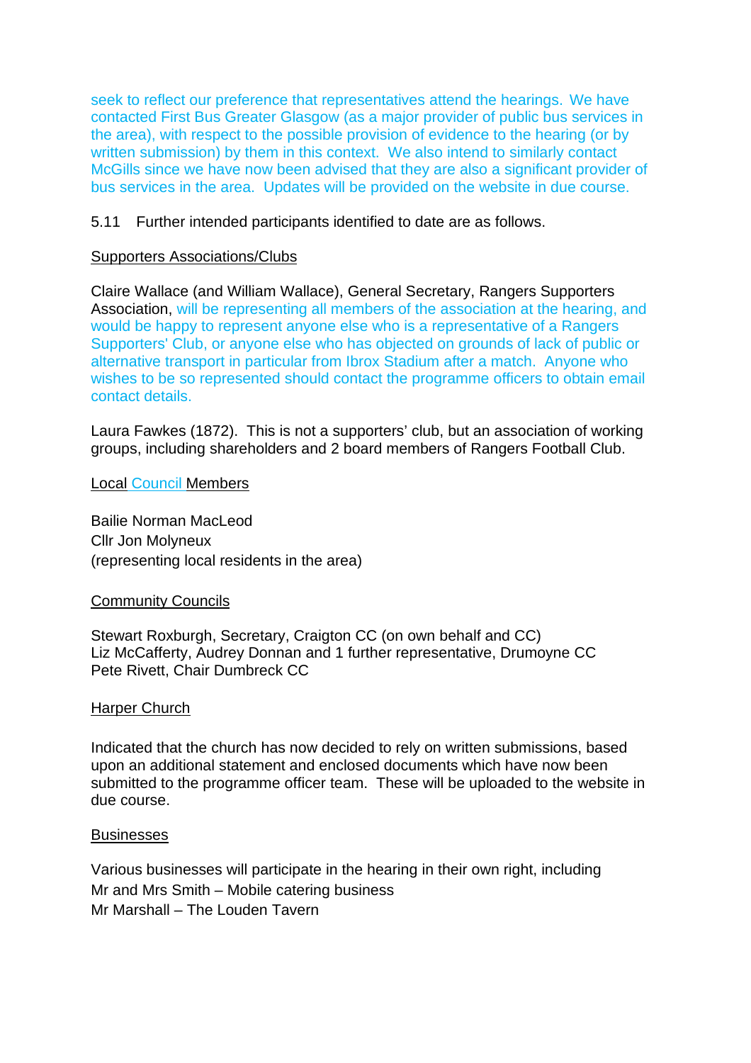seek to reflect our preference that representatives attend the hearings. We have contacted First Bus Greater Glasgow (as a major provider of public bus services in the area), with respect to the possible provision of evidence to the hearing (or by written submission) by them in this context. We also intend to similarly contact McGills since we have now been advised that they are also a significant provider of bus services in the area. Updates will be provided on the website in due course.

5.11 Further intended participants identified to date are as follows.

<u>Supporters Associations/Clubs</u>

Claire Wallace (and William Wallace), General Secretary, Rangers Supporters Association, will be representing all members of the association at the hearing, and would be happy to represent anyone else who is a representative of a Rangers Supporters' Club, or anyone else who has objected on grounds of lack of public or alternative transport in particular from Ibrox Stadium after a match. Anyone who wishes to be so represented should contact the programme officers to obtain email contact details.

Laura Fawkes (1872). This is not a supporters' club, but an association of working groups, including shareholders and 2 board members of Rangers Football Club.

<u>Local Council Members</u>

Bailie Norman MacLeod
Cllr Jon Molyneux
(representing local residents in the area)

<u>Community Councils</u>

Stewart Roxburgh, Secretary, Craigton CC (on own behalf and CC)
Liz McCafferty, Audrey Donnan and 1 further representative, Drumoyne CC
Pete Rivett, Chair Dumbreck CC

<u>Harper Church</u>

Indicated that the church has now decided to rely on written submissions, based upon an additional statement and enclosed documents which have now been submitted to the programme officer team. These will be uploaded to the website in due course.

<u>Businesses</u>

Various businesses will participate in the hearing in their own right, including
Mr and Mrs Smith – Mobile catering business
Mr Marshall – The Louden Tavern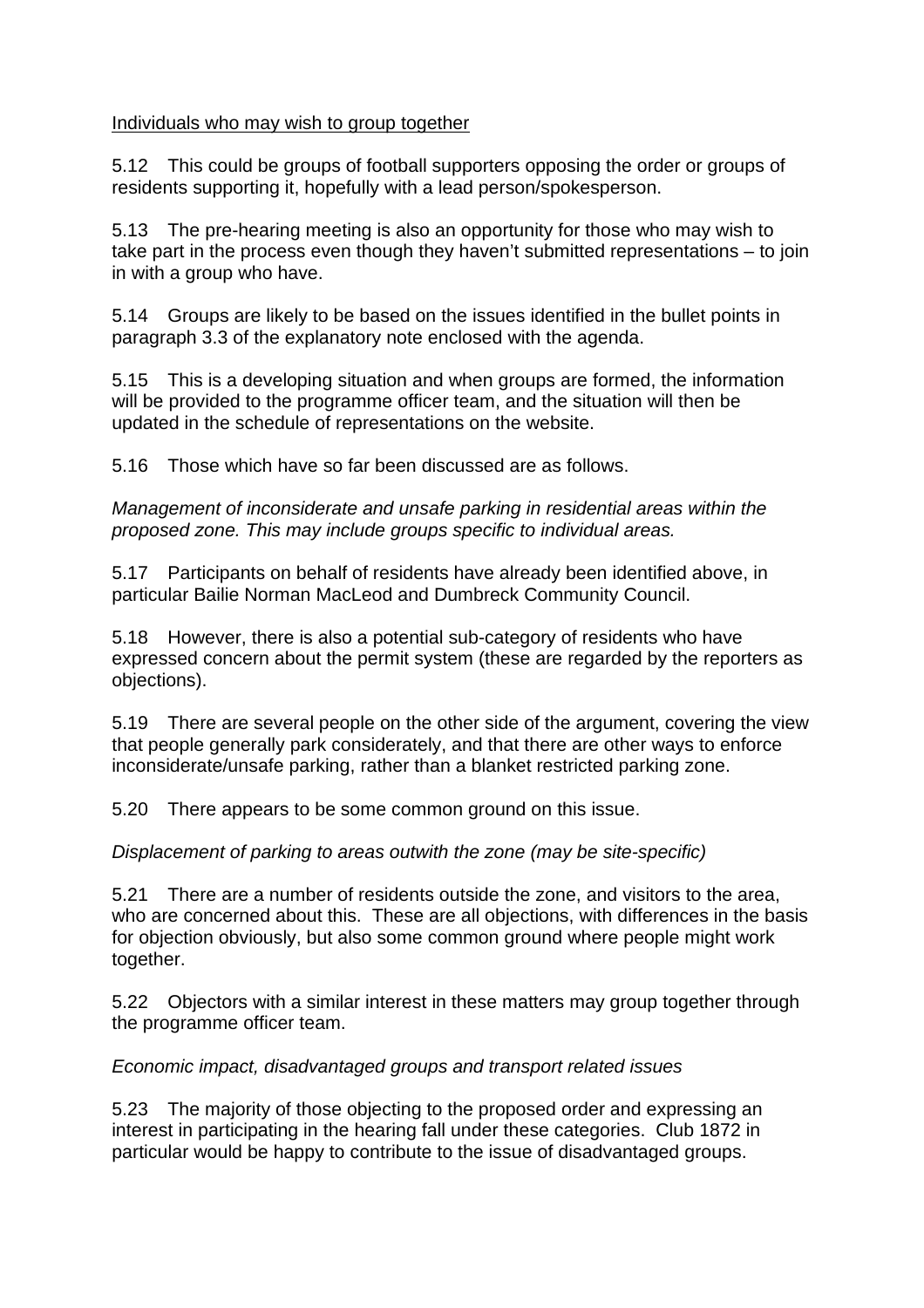Individuals who may wish to group together

5.12 This could be groups of football supporters opposing the order or groups of residents supporting it, hopefully with a lead person/spokesperson.

5.13 The pre-hearing meeting is also an opportunity for those who may wish to take part in the process even though they haven't submitted representations – to join in with a group who have.

5.14 Groups are likely to be based on the issues identified in the bullet points in paragraph 3.3 of the explanatory note enclosed with the agenda.

5.15 This is a developing situation and when groups are formed, the information will be provided to the programme officer team, and the situation will then be updated in the schedule of representations on the website.

5.16 Those which have so far been discussed are as follows.

*Management of inconsiderate and unsafe parking in residential areas within the proposed zone. This may include groups specific to individual areas.*

5.17 Participants on behalf of residents have already been identified above, in particular Bailie Norman MacLeod and Dumbreck Community Council.

5.18 However, there is also a potential sub-category of residents who have expressed concern about the permit system (these are regarded by the reporters as objections).

5.19 There are several people on the other side of the argument, covering the view that people generally park considerately, and that there are other ways to enforce inconsiderate/unsafe parking, rather than a blanket restricted parking zone.

5.20 There appears to be some common ground on this issue.

*Displacement of parking to areas outwith the zone (may be site-specific)*

5.21 There are a number of residents outside the zone, and visitors to the area, who are concerned about this. These are all objections, with differences in the basis for objection obviously, but also some common ground where people might work together.

5.22 Objectors with a similar interest in these matters may group together through the programme officer team.

*Economic impact, disadvantaged groups and transport related issues*

5.23 The majority of those objecting to the proposed order and expressing an interest in participating in the hearing fall under these categories. Club 1872 in particular would be happy to contribute to the issue of disadvantaged groups.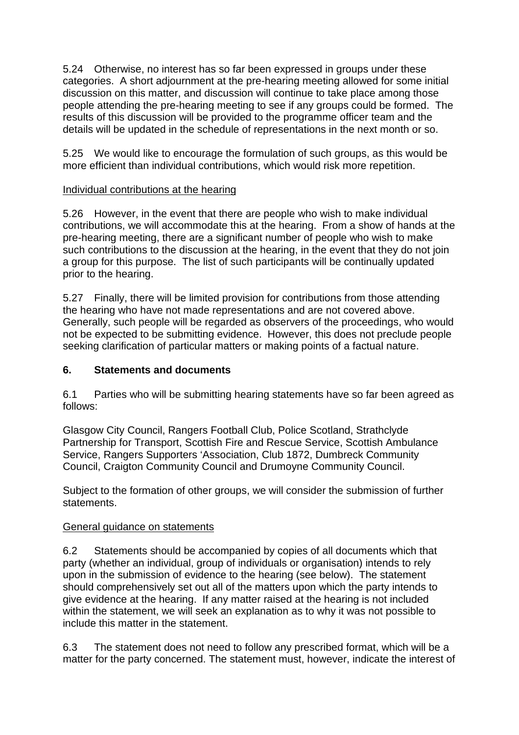5.24 Otherwise, no interest has so far been expressed in groups under these categories. A short adjournment at the pre-hearing meeting allowed for some initial discussion on this matter, and discussion will continue to take place among those people attending the pre-hearing meeting to see if any groups could be formed. The results of this discussion will be provided to the programme officer team and the details will be updated in the schedule of representations in the next month or so.

5.25 We would like to encourage the formulation of such groups, as this would be more efficient than individual contributions, which would risk more repetition.

Individual contributions at the hearing

5.26 However, in the event that there are people who wish to make individual contributions, we will accommodate this at the hearing. From a show of hands at the pre-hearing meeting, there are a significant number of people who wish to make such contributions to the discussion at the hearing, in the event that they do not join a group for this purpose. The list of such participants will be continually updated prior to the hearing.

5.27 Finally, there will be limited provision for contributions from those attending the hearing who have not made representations and are not covered above. Generally, such people will be regarded as observers of the proceedings, who would not be expected to be submitting evidence. However, this does not preclude people seeking clarification of particular matters or making points of a factual nature.

## 6. Statements and documents

6.1 Parties who will be submitting hearing statements have so far been agreed as follows:

Glasgow City Council, Rangers Football Club, Police Scotland, Strathclyde Partnership for Transport, Scottish Fire and Rescue Service, Scottish Ambulance Service, Rangers Supporters 'Association, Club 1872, Dumbreck Community Council, Craigton Community Council and Drumoyne Community Council.

Subject to the formation of other groups, we will consider the submission of further statements.

General guidance on statements

6.2 Statements should be accompanied by copies of all documents which that party (whether an individual, group of individuals or organisation) intends to rely upon in the submission of evidence to the hearing (see below). The statement should comprehensively set out all of the matters upon which the party intends to give evidence at the hearing. If any matter raised at the hearing is not included within the statement, we will seek an explanation as to why it was not possible to include this matter in the statement.

6.3 The statement does not need to follow any prescribed format, which will be a matter for the party concerned. The statement must, however, indicate the interest of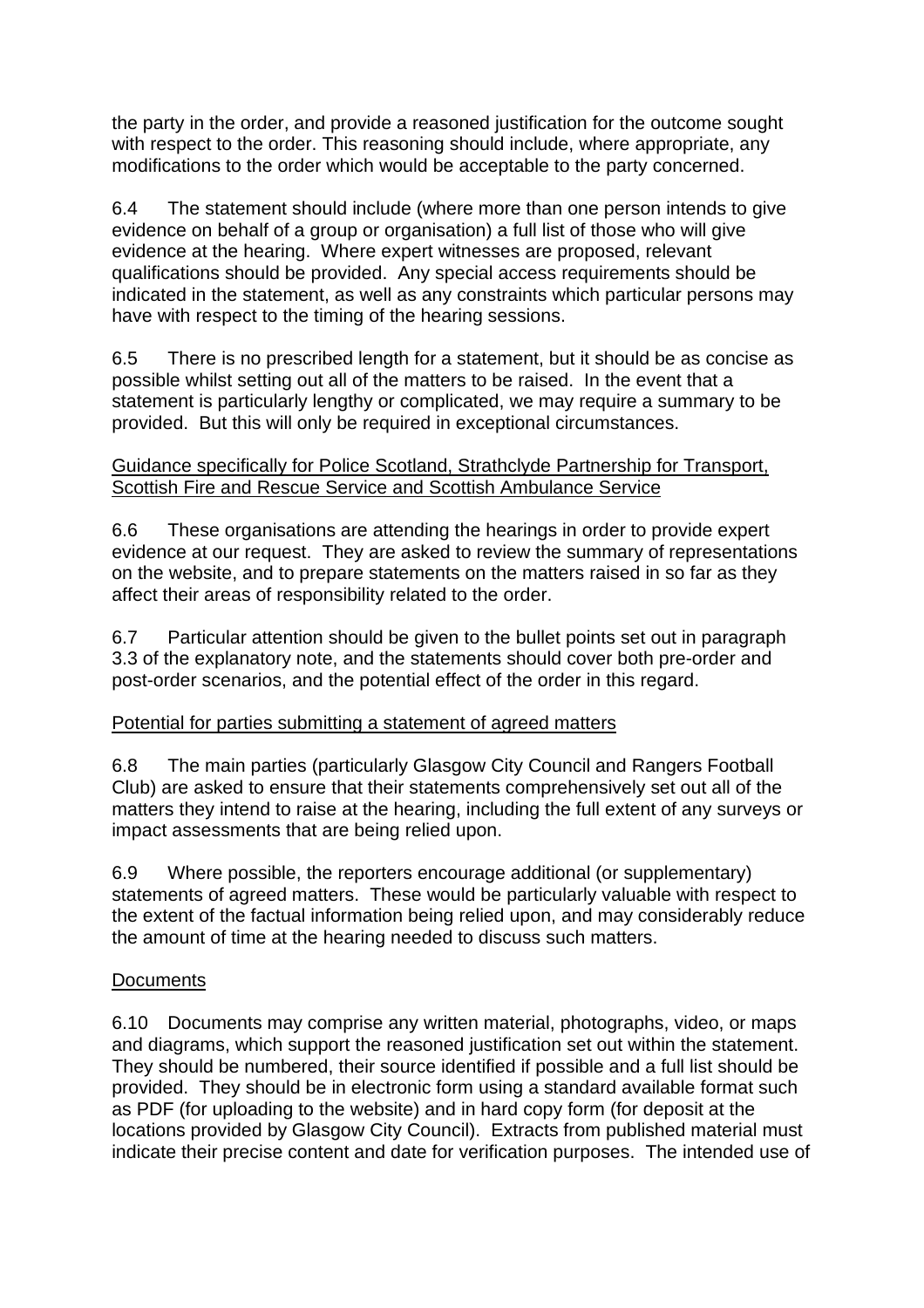the party in the order, and provide a reasoned justification for the outcome sought with respect to the order. This reasoning should include, where appropriate, any modifications to the order which would be acceptable to the party concerned.

6.4 The statement should include (where more than one person intends to give evidence on behalf of a group or organisation) a full list of those who will give evidence at the hearing. Where expert witnesses are proposed, relevant qualifications should be provided. Any special access requirements should be indicated in the statement, as well as any constraints which particular persons may have with respect to the timing of the hearing sessions.

6.5 There is no prescribed length for a statement, but it should be as concise as possible whilst setting out all of the matters to be raised. In the event that a statement is particularly lengthy or complicated, we may require a summary to be provided. But this will only be required in exceptional circumstances.

<u>Guidance specifically for Police Scotland, Strathclyde Partnership for Transport, Scottish Fire and Rescue Service and Scottish Ambulance Service</u>

6.6 These organisations are attending the hearings in order to provide expert evidence at our request. They are asked to review the summary of representations on the website, and to prepare statements on the matters raised in so far as they affect their areas of responsibility related to the order.

6.7 Particular attention should be given to the bullet points set out in paragraph 3.3 of the explanatory note, and the statements should cover both pre-order and post-order scenarios, and the potential effect of the order in this regard.

<u>Potential for parties submitting a statement of agreed matters</u>

6.8 The main parties (particularly Glasgow City Council and Rangers Football Club) are asked to ensure that their statements comprehensively set out all of the matters they intend to raise at the hearing, including the full extent of any surveys or impact assessments that are being relied upon.

6.9 Where possible, the reporters encourage additional (or supplementary) statements of agreed matters. These would be particularly valuable with respect to the extent of the factual information being relied upon, and may considerably reduce the amount of time at the hearing needed to discuss such matters.

<u>Documents</u>

6.10 Documents may comprise any written material, photographs, video, or maps and diagrams, which support the reasoned justification set out within the statement. They should be numbered, their source identified if possible and a full list should be provided. They should be in electronic form using a standard available format such as PDF (for uploading to the website) and in hard copy form (for deposit at the locations provided by Glasgow City Council). Extracts from published material must indicate their precise content and date for verification purposes. The intended use of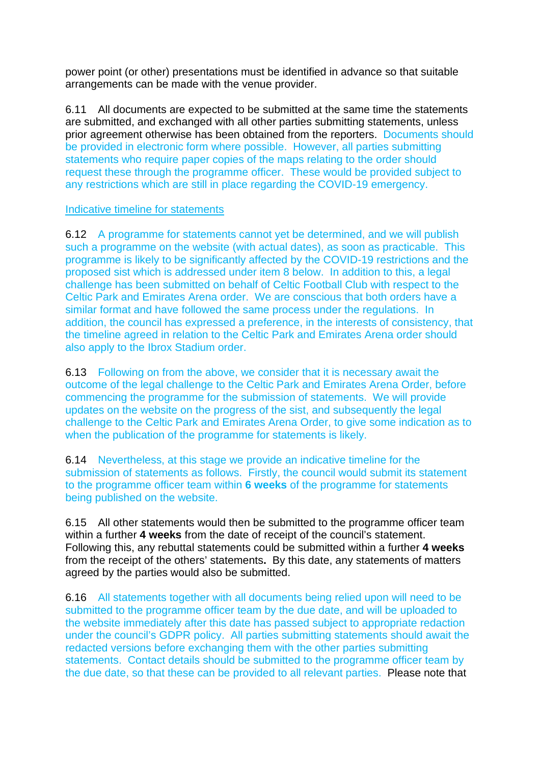power point (or other) presentations must be identified in advance so that suitable arrangements can be made with the venue provider.

6.11 All documents are expected to be submitted at the same time the statements are submitted, and exchanged with all other parties submitting statements, unless prior agreement otherwise has been obtained from the reporters. Documents should be provided in electronic form where possible. However, all parties submitting statements who require paper copies of the maps relating to the order should request these through the programme officer. These would be provided subject to any restrictions which are still in place regarding the COVID-19 emergency.

Indicative timeline for statements

6.12 A programme for statements cannot yet be determined, and we will publish such a programme on the website (with actual dates), as soon as practicable. This programme is likely to be significantly affected by the COVID-19 restrictions and the proposed sist which is addressed under item 8 below. In addition to this, a legal challenge has been submitted on behalf of Celtic Football Club with respect to the Celtic Park and Emirates Arena order. We are conscious that both orders have a similar format and have followed the same process under the regulations. In addition, the council has expressed a preference, in the interests of consistency, that the timeline agreed in relation to the Celtic Park and Emirates Arena order should also apply to the Ibrox Stadium order.

6.13 Following on from the above, we consider that it is necessary await the outcome of the legal challenge to the Celtic Park and Emirates Arena Order, before commencing the programme for the submission of statements. We will provide updates on the website on the progress of the sist, and subsequently the legal challenge to the Celtic Park and Emirates Arena Order, to give some indication as to when the publication of the programme for statements is likely.

6.14 Nevertheless, at this stage we provide an indicative timeline for the submission of statements as follows. Firstly, the council would submit its statement to the programme officer team within **6 weeks** of the programme for statements being published on the website.

6.15 All other statements would then be submitted to the programme officer team within a further **4 weeks** from the date of receipt of the council's statement. Following this, any rebuttal statements could be submitted within a further **4 weeks** from the receipt of the others' statements**.** By this date, any statements of matters agreed by the parties would also be submitted.

6.16 All statements together with all documents being relied upon will need to be submitted to the programme officer team by the due date, and will be uploaded to the website immediately after this date has passed subject to appropriate redaction under the council's GDPR policy. All parties submitting statements should await the redacted versions before exchanging them with the other parties submitting statements. Contact details should be submitted to the programme officer team by the due date, so that these can be provided to all relevant parties. Please note that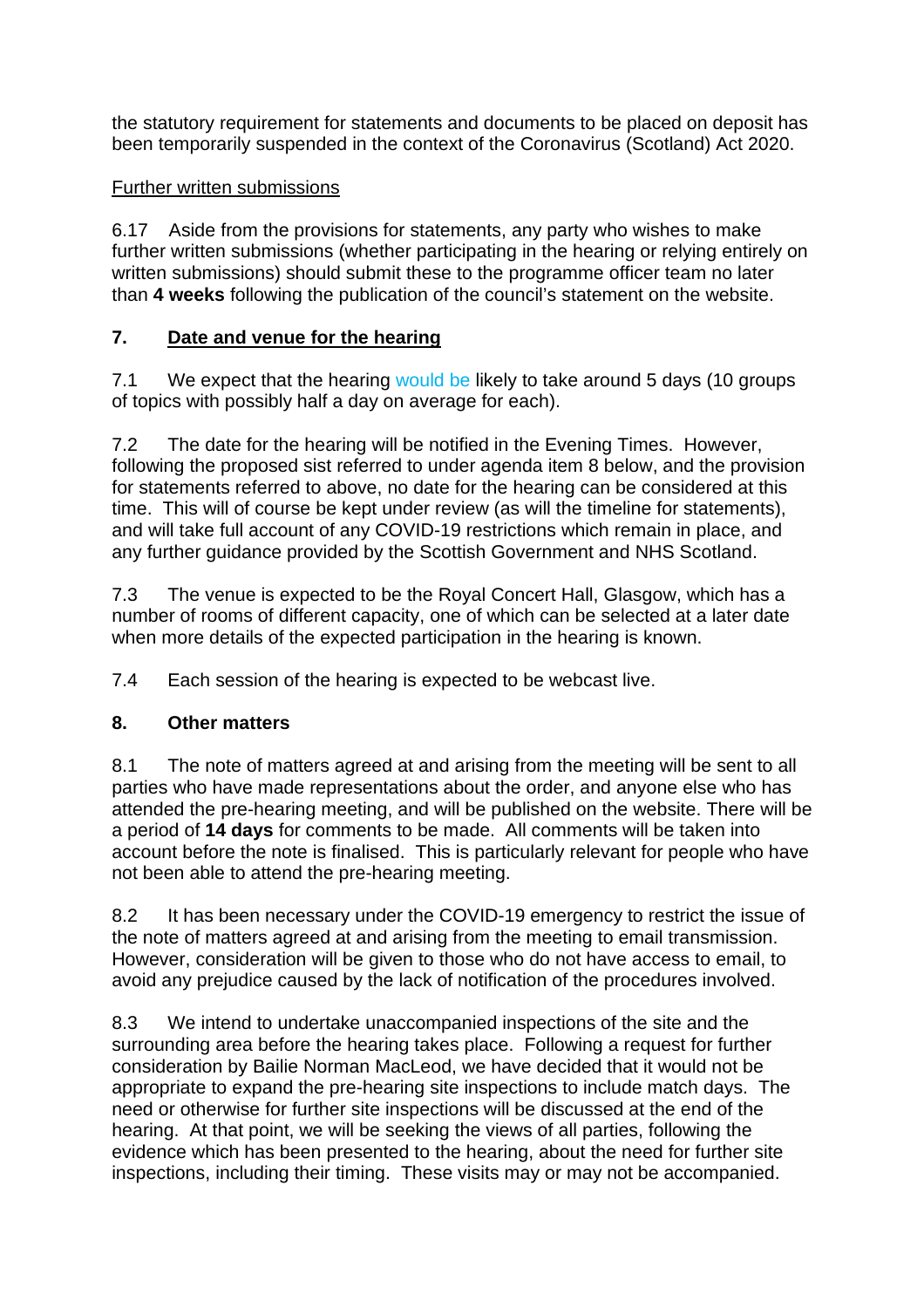the statutory requirement for statements and documents to be placed on deposit has been temporarily suspended in the context of the Coronavirus (Scotland) Act 2020.

Further written submissions

6.17 Aside from the provisions for statements, any party who wishes to make further written submissions (whether participating in the hearing or relying entirely on written submissions) should submit these to the programme officer team no later than **4 weeks** following the publication of the council's statement on the website.

## 7. Date and venue for the hearing

7.1 We expect that the hearing would be likely to take around 5 days (10 groups of topics with possibly half a day on average for each).

7.2 The date for the hearing will be notified in the Evening Times. However, following the proposed sist referred to under agenda item 8 below, and the provision for statements referred to above, no date for the hearing can be considered at this time. This will of course be kept under review (as will the timeline for statements), and will take full account of any COVID-19 restrictions which remain in place, and any further guidance provided by the Scottish Government and NHS Scotland.

7.3 The venue is expected to be the Royal Concert Hall, Glasgow, which has a number of rooms of different capacity, one of which can be selected at a later date when more details of the expected participation in the hearing is known.

7.4 Each session of the hearing is expected to be webcast live.

## 8. Other matters

8.1 The note of matters agreed at and arising from the meeting will be sent to all parties who have made representations about the order, and anyone else who has attended the pre-hearing meeting, and will be published on the website. There will be a period of **14 days** for comments to be made. All comments will be taken into account before the note is finalised. This is particularly relevant for people who have not been able to attend the pre-hearing meeting.

8.2 It has been necessary under the COVID-19 emergency to restrict the issue of the note of matters agreed at and arising from the meeting to email transmission. However, consideration will be given to those who do not have access to email, to avoid any prejudice caused by the lack of notification of the procedures involved.

8.3 We intend to undertake unaccompanied inspections of the site and the surrounding area before the hearing takes place. Following a request for further consideration by Bailie Norman MacLeod, we have decided that it would not be appropriate to expand the pre-hearing site inspections to include match days. The need or otherwise for further site inspections will be discussed at the end of the hearing. At that point, we will be seeking the views of all parties, following the evidence which has been presented to the hearing, about the need for further site inspections, including their timing. These visits may or may not be accompanied.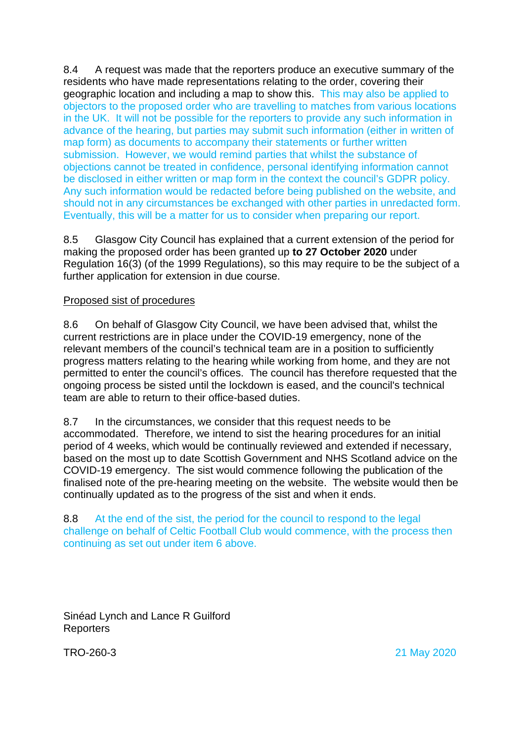8.4 A request was made that the reporters produce an executive summary of the residents who have made representations relating to the order, covering their geographic location and including a map to show this. This may also be applied to objectors to the proposed order who are travelling to matches from various locations in the UK. It will not be possible for the reporters to provide any such information in advance of the hearing, but parties may submit such information (either in written of map form) as documents to accompany their statements or further written submission. However, we would remind parties that whilst the substance of objections cannot be treated in confidence, personal identifying information cannot be disclosed in either written or map form in the context the council's GDPR policy. Any such information would be redacted before being published on the website, and should not in any circumstances be exchanged with other parties in unredacted form. Eventually, this will be a matter for us to consider when preparing our report.

8.5 Glasgow City Council has explained that a current extension of the period for making the proposed order has been granted up **to 27 October 2020** under Regulation 16(3) (of the 1999 Regulations), so this may require to be the subject of a further application for extension in due course.

Proposed sist of procedures

8.6 On behalf of Glasgow City Council, we have been advised that, whilst the current restrictions are in place under the COVID-19 emergency, none of the relevant members of the council's technical team are in a position to sufficiently progress matters relating to the hearing while working from home, and they are not permitted to enter the council's offices. The council has therefore requested that the ongoing process be sisted until the lockdown is eased, and the council's technical team are able to return to their office-based duties.

8.7 In the circumstances, we consider that this request needs to be accommodated. Therefore, we intend to sist the hearing procedures for an initial period of 4 weeks, which would be continually reviewed and extended if necessary, based on the most up to date Scottish Government and NHS Scotland advice on the COVID-19 emergency. The sist would commence following the publication of the finalised note of the pre-hearing meeting on the website. The website would then be continually updated as to the progress of the sist and when it ends.

8.8 At the end of the sist, the period for the council to respond to the legal challenge on behalf of Celtic Football Club would commence, with the process then continuing as set out under item 6 above.

Sinéad Lynch and Lance R Guilford
Reporters

TRO-260-3

21 May 2020